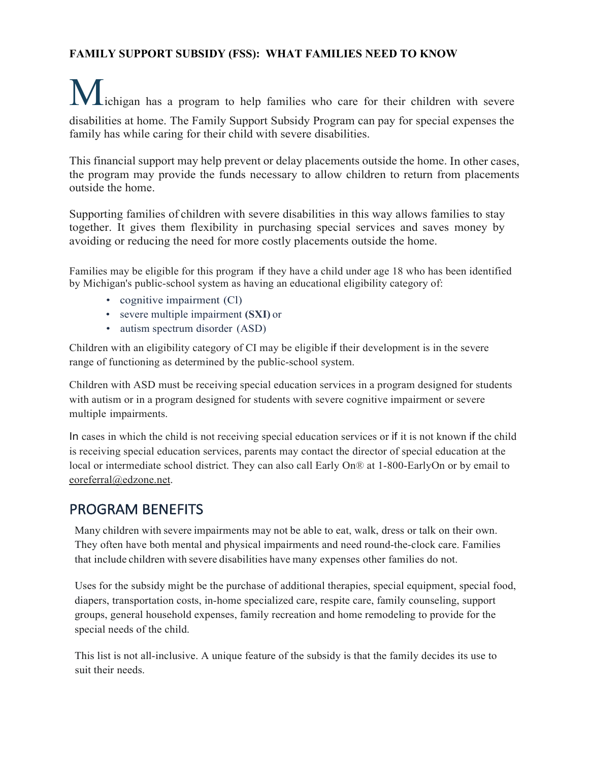**FAMILY SUPPORT SUBSIDY (FSS): WHAT FAMILIES NEED TO KNOW**

Michigan has a program to help families who care for their children with severe disabilities at home. The Family Support Subsidy Program can pay for special expenses the family has while caring for their child with severe disabilities.

This financial support may help prevent or delay placements outside the home. In other cases, the program may provide the funds necessary to allow children to return from placements outside the home.

Supporting families of children with severe disabilities in this way allows families to stay together. It gives them flexibility in purchasing special services and saves money by avoiding or reducing the need for more costly placements outside the home.

Families may be eligible for this program if they have a child under age 18 who has been identified by Michigan's public-school system as having an educational eligibility category of:

- cognitive impairment (Cl)
- severe multiple impairment **(SXI)** or
- autism spectrum disorder (ASD)

Children with an eligibility category of CI may be eligible if their development is in the severe range of functioning as determined by the public-school system.

Children with ASD must be receiving special education services in a program designed for students with autism or in a program designed for students with severe cognitive impairment or severe multiple impairments.

In cases in which the child is not receiving special education services or if it is not known if the child is receiving special education services, parents may contact the director of special education at the local or intermediate school district. They can also call Early On® at 1-800-EarlyOn or by email to eoreferral@edzone.net.

## PROGRAM BENEFITS

Many children with severe impairments may not be able to eat, walk, dress or talk on their own. They often have both mental and physical impairments and need round-the-clock care. Families that include children with severe disabilities have many expenses other families do not.

Uses for the subsidy might be the purchase of additional therapies, special equipment, special food, diapers, transportation costs, in-home specialized care, respite care, family counseling, support groups, general household expenses, family recreation and home remodeling to provide for the special needs of the child.

This list is not all-inclusive. A unique feature of the subsidy is that the family decides its use to suit their needs.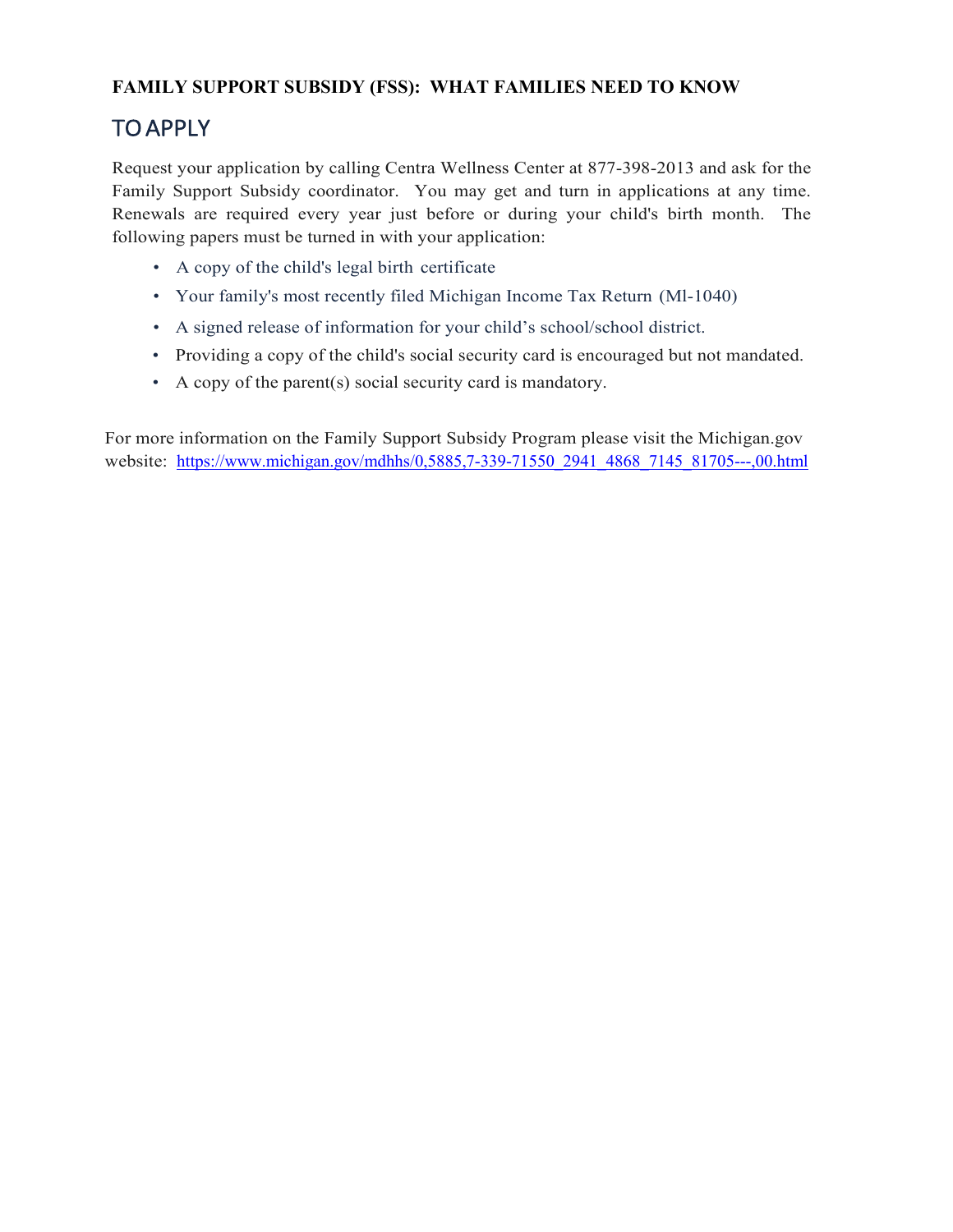**FAMILY SUPPORT SUBSIDY (FSS): WHAT FAMILIES NEED TO KNOW**

## TO APPLY

Request your application by calling Centra Wellness Center at 877-398-2013 and ask for the Family Support Subsidy coordinator. You may get and turn in applications at any time. Renewals are required every year just before or during your child's birth month. The following papers must be turned in with your application:

- A copy of the child's legal birth certificate
- Your family's most recently filed Michigan Income Tax Return (Ml-1040)
- A signed release of information for your child's school/school district.
- Providing a copy of the child's social security card is encouraged but not mandated.
- A copy of the parent(s) social security card is mandatory.

For more information on the Family Support Subsidy Program please visit the Michigan.gov website: https://www.michigan.gov/mdhhs/0,5885,7-339-71550_2941_4868_7145_81705---,00.html